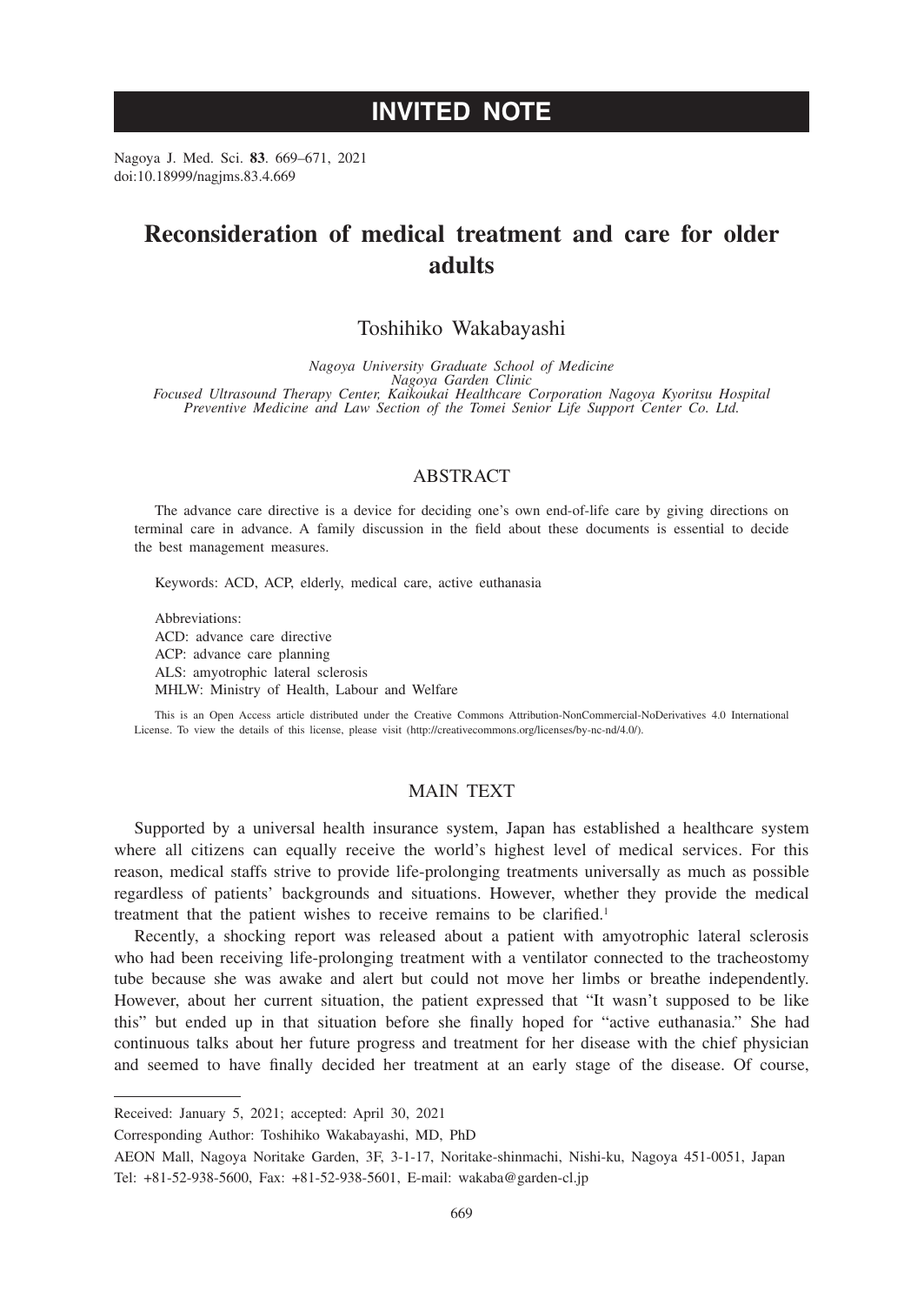INVITED NOTE

# Reconsideration of medical treatment and care for older adults

Toshihiko Wakabayashi

*Nagoya University Graduate School of Medicine*
*Nagoya Garden Clinic*
*Focused Ultrasound Therapy Center, Kaikoukai Healthcare Corporation Nagoya Kyoritsu Hospital*
*Preventive Medicine and Law Section of the Tomei Senior Life Support Center Co. Ltd.*

## ABSTRACT

The advance care directive is a device for deciding one's own end-of-life care by giving directions on terminal care in advance. A family discussion in the field about these documents is essential to decide the best management measures.

Keywords: ACD, ACP, elderly, medical care, active euthanasia

Abbreviations:
ACD: advance care directive
ACP: advance care planning
ALS: amyotrophic lateral sclerosis
MHLW: Ministry of Health, Labour and Welfare

This is an Open Access article distributed under the Creative Commons Attribution-NonCommercial-NoDerivatives 4.0 International License. To view the details of this license, please visit (http://creativecommons.org/licenses/by-nc-nd/4.0/).

## MAIN TEXT

Supported by a universal health insurance system, Japan has established a healthcare system where all citizens can equally receive the world's highest level of medical services. For this reason, medical staffs strive to provide life-prolonging treatments universally as much as possible regardless of patients' backgrounds and situations. However, whether they provide the medical treatment that the patient wishes to receive remains to be clarified.[1]

Recently, a shocking report was released about a patient with amyotrophic lateral sclerosis who had been receiving life-prolonging treatment with a ventilator connected to the tracheostomy tube because she was awake and alert but could not move her limbs or breathe independently. However, about her current situation, the patient expressed that "It wasn't supposed to be like this" but ended up in that situation before she finally hoped for "active euthanasia." She had continuous talks about her future progress and treatment for her disease with the chief physician and seemed to have finally decided her treatment at an early stage of the disease. Of course,

Received: January 5, 2021; accepted: April 30, 2021

Corresponding Author: Toshihiko Wakabayashi, MD, PhD

AEON Mall, Nagoya Noritake Garden, 3F, 3-1-17, Noritake-shinmachi, Nishi-ku, Nagoya 451-0051, Japan
Tel: +81-52-938-5600, Fax: +81-52-938-5601, E-mail: wakaba@garden-cl.jp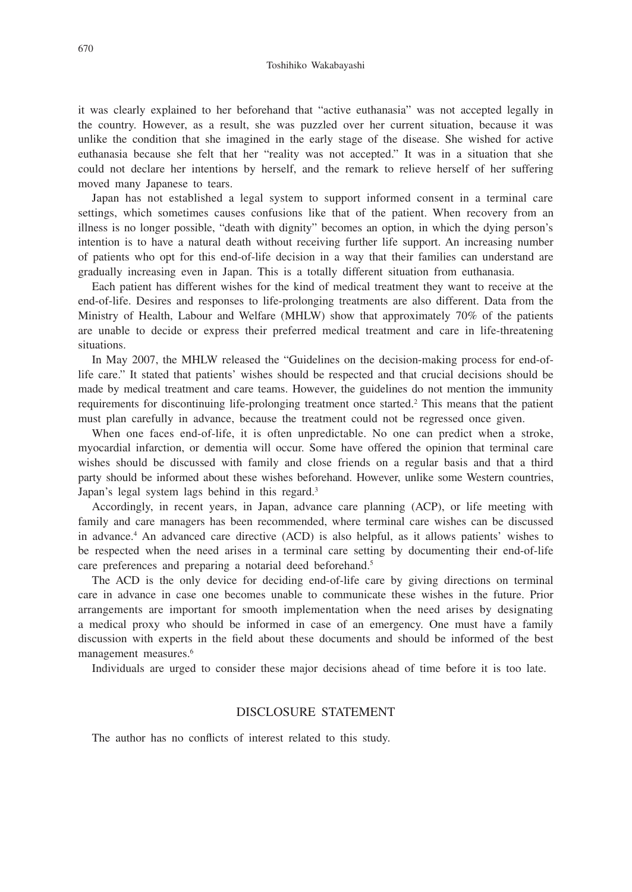it was clearly explained to her beforehand that "active euthanasia" was not accepted legally in the country. However, as a result, she was puzzled over her current situation, because it was unlike the condition that she imagined in the early stage of the disease. She wished for active euthanasia because she felt that her "reality was not accepted." It was in a situation that she could not declare her intentions by herself, and the remark to relieve herself of her suffering moved many Japanese to tears.

Japan has not established a legal system to support informed consent in a terminal care settings, which sometimes causes confusions like that of the patient. When recovery from an illness is no longer possible, "death with dignity" becomes an option, in which the dying person's intention is to have a natural death without receiving further life support. An increasing number of patients who opt for this end-of-life decision in a way that their families can understand are gradually increasing even in Japan. This is a totally different situation from euthanasia.

Each patient has different wishes for the kind of medical treatment they want to receive at the end-of-life. Desires and responses to life-prolonging treatments are also different. Data from the Ministry of Health, Labour and Welfare (MHLW) show that approximately 70% of the patients are unable to decide or express their preferred medical treatment and care in life-threatening situations.

In May 2007, the MHLW released the "Guidelines on the decision-making process for end-of-life care." It stated that patients' wishes should be respected and that crucial decisions should be made by medical treatment and care teams. However, the guidelines do not mention the immunity requirements for discontinuing life-prolonging treatment once started.[2] This means that the patient must plan carefully in advance, because the treatment could not be regressed once given.

When one faces end-of-life, it is often unpredictable. No one can predict when a stroke, myocardial infarction, or dementia will occur. Some have offered the opinion that terminal care wishes should be discussed with family and close friends on a regular basis and that a third party should be informed about these wishes beforehand. However, unlike some Western countries, Japan's legal system lags behind in this regard.[3]

Accordingly, in recent years, in Japan, advance care planning (ACP), or life meeting with family and care managers has been recommended, where terminal care wishes can be discussed in advance.[4] An advanced care directive (ACD) is also helpful, as it allows patients' wishes to be respected when the need arises in a terminal care setting by documenting their end-of-life care preferences and preparing a notarial deed beforehand.[5]

The ACD is the only device for deciding end-of-life care by giving directions on terminal care in advance in case one becomes unable to communicate these wishes in the future. Prior arrangements are important for smooth implementation when the need arises by designating a medical proxy who should be informed in case of an emergency. One must have a family discussion with experts in the field about these documents and should be informed of the best management measures.[6]

Individuals are urged to consider these major decisions ahead of time before it is too late.

## DISCLOSURE STATEMENT

The author has no conflicts of interest related to this study.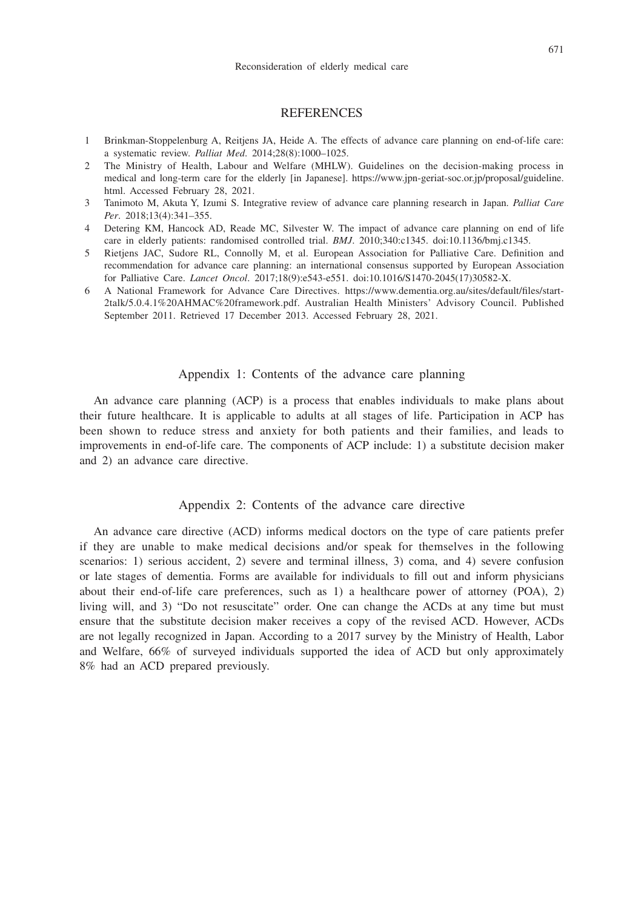## REFERENCES

1. Brinkman-Stoppelenburg A, Reitjens JA, Heide A. The effects of advance care planning on end-of-life care: a systematic review. *Palliat Med*. 2014;28(8):1000–1025.
2. The Ministry of Health, Labour and Welfare (MHLW). Guidelines on the decision-making process in medical and long-term care for the elderly [in Japanese]. https://www.jpn-geriat-soc.or.jp/proposal/guideline.html. Accessed February 28, 2021.
3. Tanimoto M, Akuta Y, Izumi S. Integrative review of advance care planning research in Japan. *Palliat Care Per*. 2018;13(4):341–355.
4. Detering KM, Hancock AD, Reade MC, Silvester W. The impact of advance care planning on end of life care in elderly patients: randomised controlled trial. *BMJ*. 2010;340:c1345. doi:10.1136/bmj.c1345.
5. Rietjens JAC, Sudore RL, Connolly M, et al. European Association for Palliative Care. Definition and recommendation for advance care planning: an international consensus supported by European Association for Palliative Care. *Lancet Oncol*. 2017;18(9):e543-e551. doi:10.1016/S1470-2045(17)30582-X.
6. A National Framework for Advance Care Directives. https://www.dementia.org.au/sites/default/files/start-2talk/5.0.4.1%20AHMAC%20framework.pdf. Australian Health Ministers' Advisory Council. Published September 2011. Retrieved 17 December 2013. Accessed February 28, 2021.

## Appendix 1: Contents of the advance care planning

An advance care planning (ACP) is a process that enables individuals to make plans about their future healthcare. It is applicable to adults at all stages of life. Participation in ACP has been shown to reduce stress and anxiety for both patients and their families, and leads to improvements in end-of-life care. The components of ACP include: 1) a substitute decision maker and 2) an advance care directive.

## Appendix 2: Contents of the advance care directive

An advance care directive (ACD) informs medical doctors on the type of care patients prefer if they are unable to make medical decisions and/or speak for themselves in the following scenarios: 1) serious accident, 2) severe and terminal illness, 3) coma, and 4) severe confusion or late stages of dementia. Forms are available for individuals to fill out and inform physicians about their end-of-life care preferences, such as 1) a healthcare power of attorney (POA), 2) living will, and 3) "Do not resuscitate" order. One can change the ACDs at any time but must ensure that the substitute decision maker receives a copy of the revised ACD. However, ACDs are not legally recognized in Japan. According to a 2017 survey by the Ministry of Health, Labor and Welfare, 66% of surveyed individuals supported the idea of ACD but only approximately 8% had an ACD prepared previously.